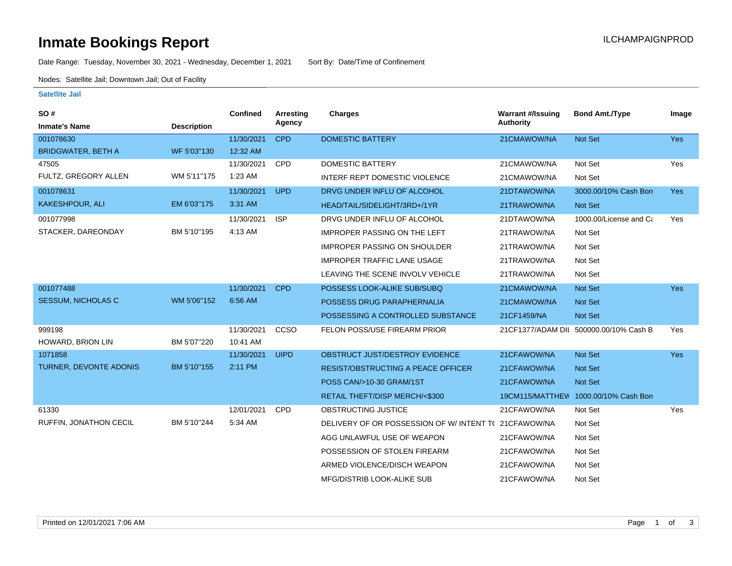# Inmate Bookings Report

ILCHAMPAIGNPROD

Date Range: Tuesday, November 30, 2021 - Wednesday, December 1, 2021     Sort By: Date/Time of Confinement

Nodes: Satellite Jail; Downtown Jail; Out of Facility

**Satellite Jail**

| SO # / Inmate's Name | Description | Confined | Arresting Agency | Charges | Warrant #/Issuing Authority | Bond Amt./Type | Image |
|---|---|---|---|---|---|---|---|
| 001078630 | | 11/30/2021 | CPD | DOMESTIC BATTERY | 21CMAWOW/NA | Not Set | Yes |
| BRIDGWATER, BETH A | WF 5'03"130 | 12:32 AM | | | | | |
| 47505 | | 11/30/2021 | CPD | DOMESTIC BATTERY | 21CMAWOW/NA | Not Set | Yes |
| FULTZ, GREGORY ALLEN | WM 5'11"175 | 1:23 AM | | INTERF REPT DOMESTIC VIOLENCE | 21CMAWOW/NA | Not Set | |
| 001078631 | | 11/30/2021 | UPD | DRVG UNDER INFLU OF ALCOHOL | 21DTAWOW/NA | 3000.00/10% Cash Bon | Yes |
| KAKESHPOUR, ALI | EM 6'03"175 | 3:31 AM | | HEAD/TAIL/SIDELIGHT/3RD+/1YR | 21TRAWOW/NA | Not Set | |
| 001077998 | | 11/30/2021 | ISP | DRVG UNDER INFLU OF ALCOHOL | 21DTAWOW/NA | 1000.00/License and Ca | Yes |
| STACKER, DAREONDAY | BM 5'10"195 | 4:13 AM | | IMPROPER PASSING ON THE LEFT | 21TRAWOW/NA | Not Set | |
| | | | | IMPROPER PASSING ON SHOULDER | 21TRAWOW/NA | Not Set | |
| | | | | IMPROPER TRAFFIC LANE USAGE | 21TRAWOW/NA | Not Set | |
| | | | | LEAVING THE SCENE INVOLV VEHICLE | 21TRAWOW/NA | Not Set | |
| 001077488 | | 11/30/2021 | CPD | POSSESS LOOK-ALIKE SUB/SUBQ | 21CMAWOW/NA | Not Set | Yes |
| SESSUM, NICHOLAS C | WM 5'06"152 | 6:56 AM | | POSSESS DRUG PARAPHERNALIA | 21CMAWOW/NA | Not Set | |
| | | | | POSSESSING A CONTROLLED SUBSTANCE | 21CF1459/NA | Not Set | |
| 999198 | | 11/30/2021 | CCSO | FELON POSS/USE FIREARM PRIOR | 21CF1377/ADAM DII | 500000.00/10% Cash B | Yes |
| HOWARD, BRION LIN | BM 5'07"220 | 10:41 AM | | | | | |
| 1071858 | | 11/30/2021 | UIPD | OBSTRUCT JUST/DESTROY EVIDENCE | 21CFAWOW/NA | Not Set | Yes |
| TURNER, DEVONTE ADONIS | BM 5'10"155 | 2:11 PM | | RESIST/OBSTRUCTING A PEACE OFFICER | 21CFAWOW/NA | Not Set | |
| | | | | POSS CAN/>10-30 GRAM/1ST | 21CFAWOW/NA | Not Set | |
| | | | | RETAIL THEFT/DISP MERCH/<$300 | 19CM115/MATTHEW | 1000.00/10% Cash Bon | |
| 61330 | | 12/01/2021 | CPD | OBSTRUCTING JUSTICE | 21CFAWOW/NA | Not Set | Yes |
| RUFFIN, JONATHON CECIL | BM 5'10"244 | 5:34 AM | | DELIVERY OF OR POSSESSION OF W/ INTENT TO | 21CFAWOW/NA | Not Set | |
| | | | | AGG UNLAWFUL USE OF WEAPON | 21CFAWOW/NA | Not Set | |
| | | | | POSSESSION OF STOLEN FIREARM | 21CFAWOW/NA | Not Set | |
| | | | | ARMED VIOLENCE/DISCH WEAPON | 21CFAWOW/NA | Not Set | |
| | | | | MFG/DISTRIB LOOK-ALIKE SUB | 21CFAWOW/NA | Not Set | |

Printed on 12/01/2021 7:06 AM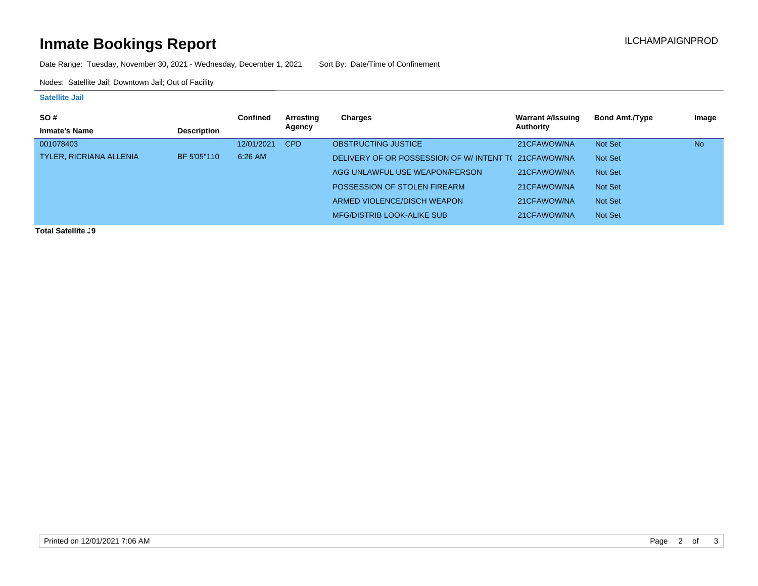# Inmate Bookings Report

ILCHAMPAIGNPROD

Date Range: Tuesday, November 30, 2021 - Wednesday, December 1, 2021    Sort By: Date/Time of Confinement

Nodes: Satellite Jail; Downtown Jail; Out of Facility

**Satellite Jail**

| SO # / Inmate's Name | Description | Confined | Arresting Agency | Charges | Warrant #/Issuing Authority | Bond Amt./Type | Image |
|---|---|---|---|---|---|---|---|
| 001078403 | | 12/01/2021 | CPD | OBSTRUCTING JUSTICE | 21CFAWOW/NA | Not Set | No |
| TYLER, RICRIANA ALLENIA | BF 5'05"110 | 6:26 AM | | DELIVERY OF OR POSSESSION OF W/ INTENT T( | 21CFAWOW/NA | Not Set | |
| | | | | AGG UNLAWFUL USE WEAPON/PERSON | 21CFAWOW/NA | Not Set | |
| | | | | POSSESSION OF STOLEN FIREARM | 21CFAWOW/NA | Not Set | |
| | | | | ARMED VIOLENCE/DISCH WEAPON | 21CFAWOW/NA | Not Set | |
| | | | | MFG/DISTRIB LOOK-ALIKE SUB | 21CFAWOW/NA | Not Set | |

**Total Satellite .9**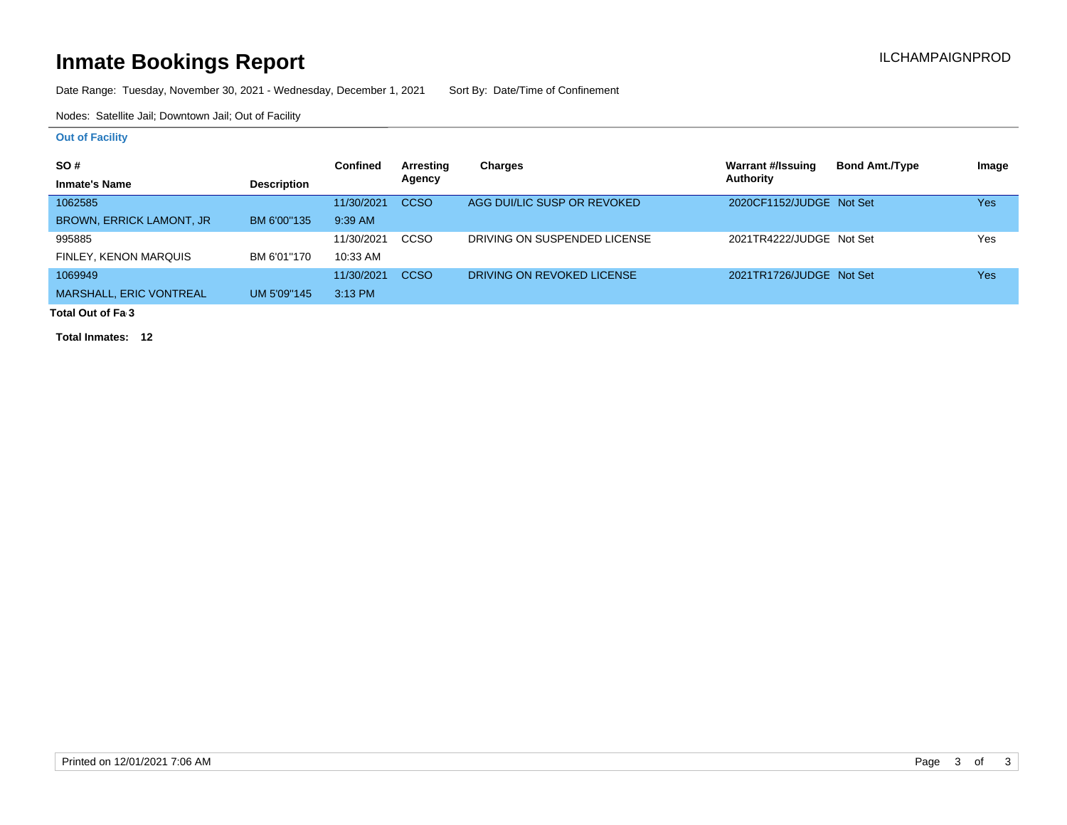# Inmate Bookings Report

ILCHAMPAIGNPROD

Date Range: Tuesday, November 30, 2021 - Wednesday, December 1, 2021    Sort By: Date/Time of Confinement

Nodes: Satellite Jail; Downtown Jail; Out of Facility

### Out of Facility

| SO # / Inmate's Name | Description | Confined | Arresting Agency | Charges | Warrant #/Issuing Authority | Bond Amt./Type | Image |
|---|---|---|---|---|---|---|---|
| 1062585 BROWN, ERRICK LAMONT, JR | BM 6'00"135 | 11/30/2021 9:39 AM | CCSO | AGG DUI/LIC SUSP OR REVOKED | 2020CF1152/JUDGE | Not Set | Yes |
| 995885 FINLEY, KENON MARQUIS | BM 6'01"170 | 11/30/2021 10:33 AM | CCSO | DRIVING ON SUSPENDED LICENSE | 2021TR4222/JUDGE | Not Set | Yes |
| 1069949 MARSHALL, ERIC VONTREAL | UM 5'09"145 | 11/30/2021 3:13 PM | CCSO | DRIVING ON REVOKED LICENSE | 2021TR1726/JUDGE | Not Set | Yes |

**Total Out of Fa 3**

**Total Inmates: 12**

Printed on 12/01/2021 7:06 AM